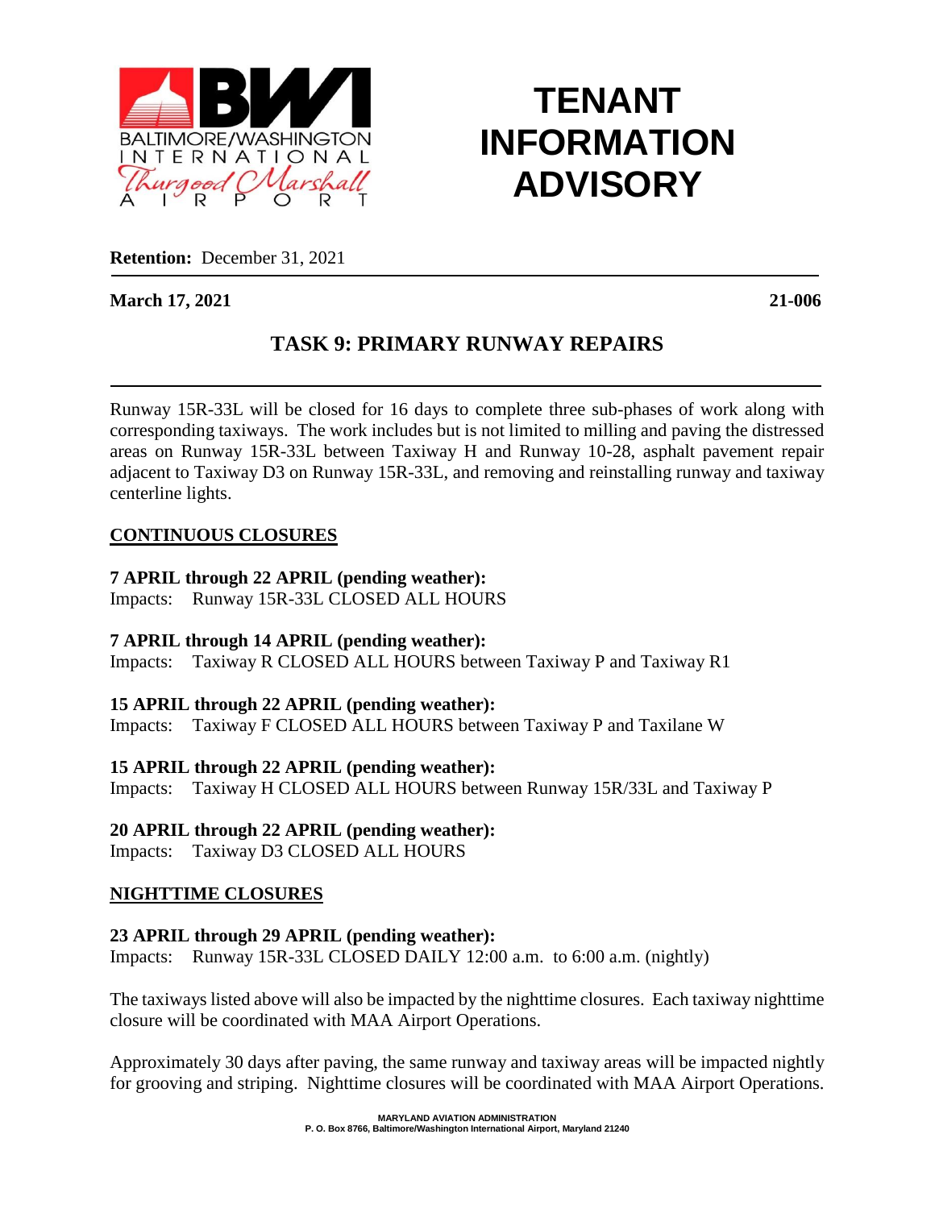BALTIMORE/WASHINGTON INTERNATIONAL Thurgood Marshall AIRPORT

# TENANT INFORMATION ADVISORY

**Retention:** December 31, 2021

**March 17, 2021** **21-006**

## TASK 9: PRIMARY RUNWAY REPAIRS

Runway 15R-33L will be closed for 16 days to complete three sub-phases of work along with corresponding taxiways. The work includes but is not limited to milling and paving the distressed areas on Runway 15R-33L between Taxiway H and Runway 10-28, asphalt pavement repair adjacent to Taxiway D3 on Runway 15R-33L, and removing and reinstalling runway and taxiway centerline lights.

### CONTINUOUS CLOSURES

**7 APRIL through 22 APRIL (pending weather):**
Impacts: Runway 15R-33L CLOSED ALL HOURS

**7 APRIL through 14 APRIL (pending weather):**
Impacts: Taxiway R CLOSED ALL HOURS between Taxiway P and Taxiway R1

**15 APRIL through 22 APRIL (pending weather):**
Impacts: Taxiway F CLOSED ALL HOURS between Taxiway P and Taxilane W

**15 APRIL through 22 APRIL (pending weather):**
Impacts: Taxiway H CLOSED ALL HOURS between Runway 15R/33L and Taxiway P

**20 APRIL through 22 APRIL (pending weather):**
Impacts: Taxiway D3 CLOSED ALL HOURS

### NIGHTTIME CLOSURES

**23 APRIL through 29 APRIL (pending weather):**
Impacts: Runway 15R-33L CLOSED DAILY 12:00 a.m. to 6:00 a.m. (nightly)

The taxiways listed above will also be impacted by the nighttime closures. Each taxiway nighttime closure will be coordinated with MAA Airport Operations.

Approximately 30 days after paving, the same runway and taxiway areas will be impacted nightly for grooving and striping. Nighttime closures will be coordinated with MAA Airport Operations.

MARYLAND AVIATION ADMINISTRATION
P. O. Box 8766, Baltimore/Washington International Airport, Maryland 21240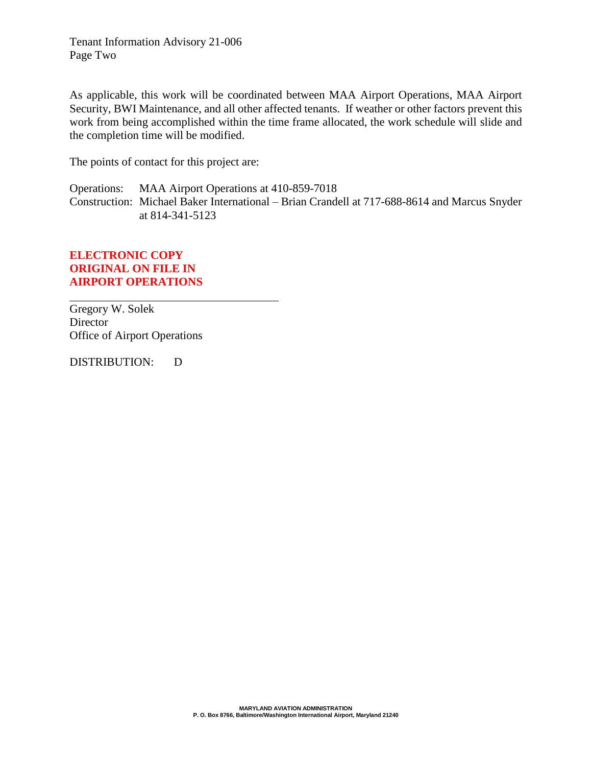As applicable, this work will be coordinated between MAA Airport Operations, MAA Airport Security, BWI Maintenance, and all other affected tenants. If weather or other factors prevent this work from being accomplished within the time frame allocated, the work schedule will slide and the completion time will be modified.

The points of contact for this project are:

Operations: MAA Airport Operations at 410-859-7018
Construction: Michael Baker International – Brian Crandell at 717-688-8614 and Marcus Snyder at 814-341-5123

**ELECTRONIC COPY**
**ORIGINAL ON FILE IN**
**AIRPORT OPERATIONS**

Gregory W. Solek
Director
Office of Airport Operations

DISTRIBUTION: D

**MARYLAND AVIATION ADMINISTRATION**
**P. O. Box 8766, Baltimore/Washington International Airport, Maryland 21240**